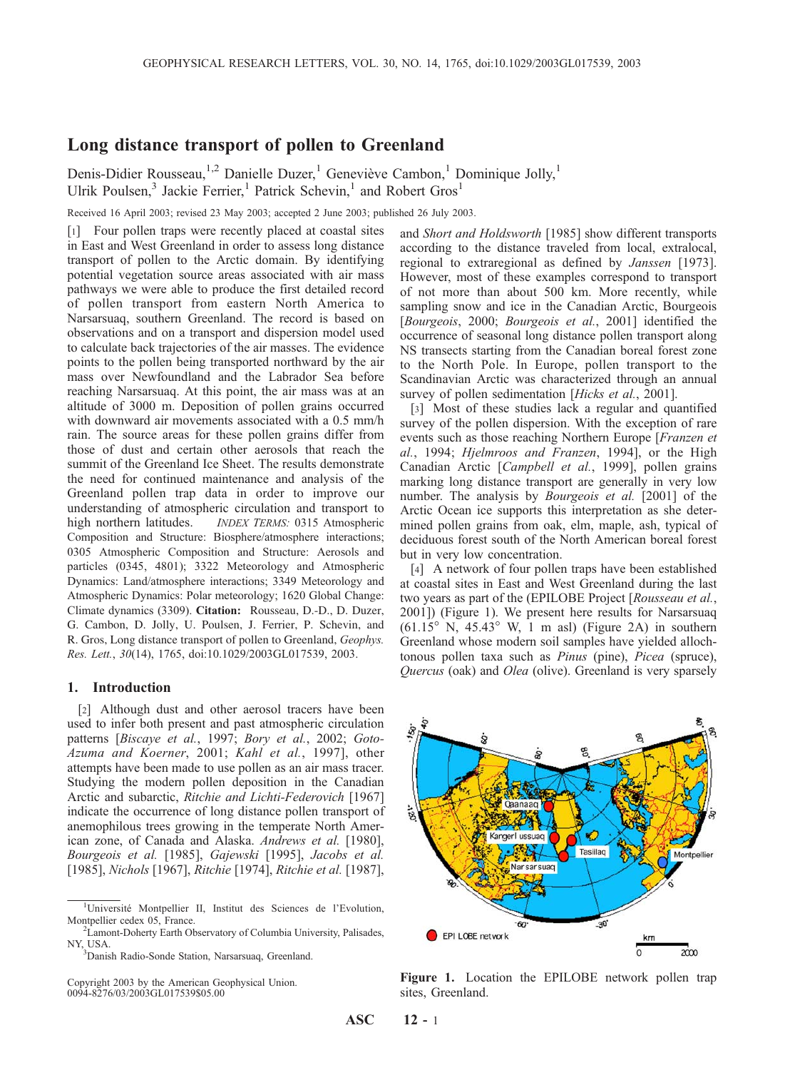# Long distance transport of pollen to Greenland

Denis-Didier Rousseau,[1,2] Danielle Duzer,[1] Geneviève Cambon,[1] Dominique Jolly,[1] Ulrik Poulsen,[3] Jackie Ferrier,[1] Patrick Schevin,[1] and Robert Gros[1]

Received 16 April 2003; revised 23 May 2003; accepted 2 June 2003; published 26 July 2003.

[1] Four pollen traps were recently placed at coastal sites in East and West Greenland in order to assess long distance transport of pollen to the Arctic domain. By identifying potential vegetation source areas associated with air mass pathways we were able to produce the first detailed record of pollen transport from eastern North America to Narsarsuaq, southern Greenland. The record is based on observations and on a transport and dispersion model used to calculate back trajectories of the air masses. The evidence points to the pollen being transported northward by the air mass over Newfoundland and the Labrador Sea before reaching Narsarsuaq. At this point, the air mass was at an altitude of 3000 m. Deposition of pollen grains occurred with downward air movements associated with a 0.5 mm/h rain. The source areas for these pollen grains differ from those of dust and certain other aerosols that reach the summit of the Greenland Ice Sheet. The results demonstrate the need for continued maintenance and analysis of the Greenland pollen trap data in order to improve our understanding of atmospheric circulation and transport to high northern latitudes. *INDEX TERMS:* 0315 Atmospheric Composition and Structure: Biosphere/atmosphere interactions; 0305 Atmospheric Composition and Structure: Aerosols and particles (0345, 4801); 3322 Meteorology and Atmospheric Dynamics: Land/atmosphere interactions; 3349 Meteorology and Atmospheric Dynamics: Polar meteorology; 1620 Global Change: Climate dynamics (3309). **Citation:** Rousseau, D.-D., D. Duzer, G. Cambon, D. Jolly, U. Poulsen, J. Ferrier, P. Schevin, and R. Gros, Long distance transport of pollen to Greenland, *Geophys. Res. Lett.*, *30*(14), 1765, doi:10.1029/2003GL017539, 2003.

## 1. Introduction

[2] Although dust and other aerosol tracers have been used to infer both present and past atmospheric circulation patterns [*Biscaye et al.*, 1997; *Bory et al.*, 2002; *Goto-Azuma and Koerner*, 2001; *Kahl et al.*, 1997], other attempts have been made to use pollen as an air mass tracer. Studying the modern pollen deposition in the Canadian Arctic and subarctic, *Ritchie and Lichti-Federovich* [1967] indicate the occurrence of long distance pollen transport of anemophilous trees growing in the temperate North American zone, of Canada and Alaska. *Andrews et al.* [1980], *Bourgeois et al.* [1985], *Gajewski* [1995], *Jacobs et al.* [1985], *Nichols* [1967], *Ritchie* [1974], *Ritchie et al.* [1987], and *Short and Holdsworth* [1985] show different transports according to the distance traveled from local, extralocal, regional to extraregional as defined by *Janssen* [1973]. However, most of these examples correspond to transport of not more than about 500 km. More recently, while sampling snow and ice in the Canadian Arctic, Bourgeois [*Bourgeois*, 2000; *Bourgeois et al.*, 2001] identified the occurrence of seasonal long distance pollen transport along NS transects starting from the Canadian boreal forest zone to the North Pole. In Europe, pollen transport to the Scandinavian Arctic was characterized through an annual survey of pollen sedimentation [*Hicks et al.*, 2001].

[3] Most of these studies lack a regular and quantified survey of the pollen dispersion. With the exception of rare events such as those reaching Northern Europe [*Franzen et al.*, 1994; *Hjelmroos and Franzen*, 1994], or the High Canadian Arctic [*Campbell et al.*, 1999], pollen grains marking long distance transport are generally in very low number. The analysis by *Bourgeois et al.* [2001] of the Arctic Ocean ice supports this interpretation as she determined pollen grains from oak, elm, maple, ash, typical of deciduous forest south of the North American boreal forest but in very low concentration.

[4] A network of four pollen traps have been established at coastal sites in East and West Greenland during the last two years as part of the (EPILOBE Project [*Rousseau et al.*, 2001]) (Figure 1). We present here results for Narsarsuaq (61.15° N, 45.43° W, 1 m asl) (Figure 2A) in southern Greenland whose modern soil samples have yielded allochtonous pollen taxa such as *Pinus* (pine), *Picea* (spruce), *Quercus* (oak) and *Olea* (olive). Greenland is very sparsely

Figure 1. Location the EPILOBE network pollen trap sites, Greenland.

---

[1] Université Montpellier II, Institut des Sciences de l'Evolution, Montpellier cedex 05, France.
[2] Lamont-Doherty Earth Observatory of Columbia University, Palisades, NY, USA.
[3] Danish Radio-Sonde Station, Narsarsuaq, Greenland.

Copyright 2003 by the American Geophysical Union. 0094-8276/03/2003GL017539$05.00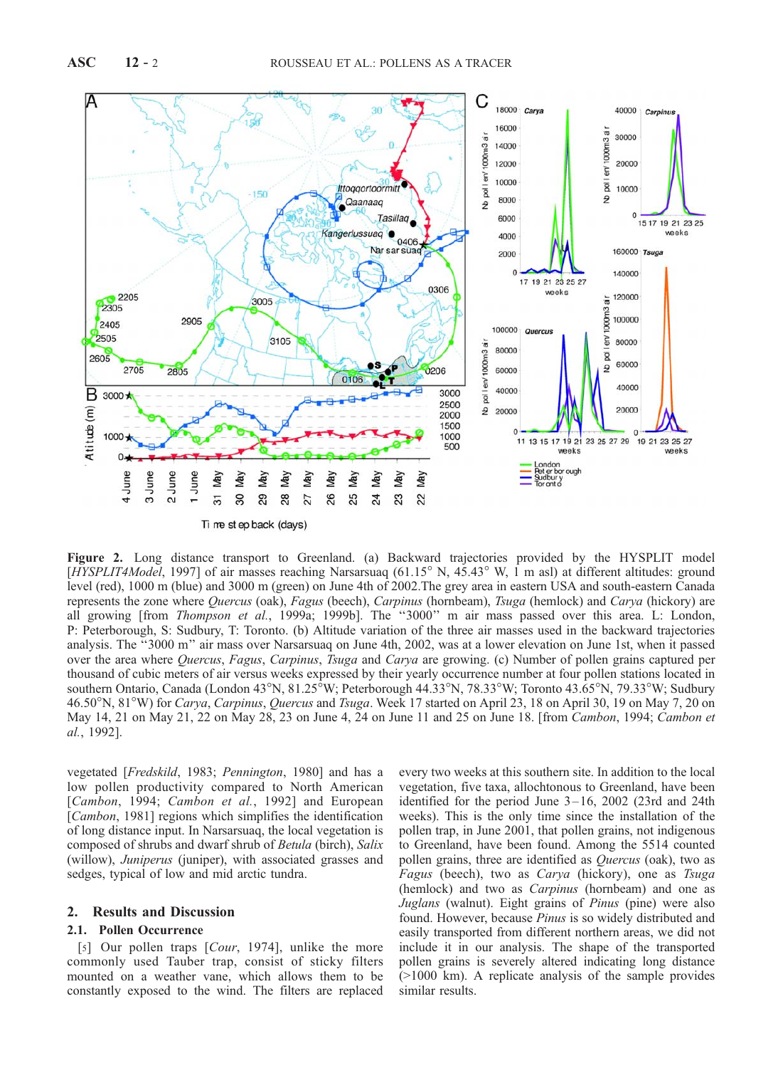**Figure 2.** Long distance transport to Greenland. (a) Backward trajectories provided by the HYSPLIT model [*HYSPLIT4Model*, 1997] of air masses reaching Narsarsuaq (61.15° N, 45.43° W, 1 m asl) at different altitudes: ground level (red), 1000 m (blue) and 3000 m (green) on June 4th of 2002.The grey area in eastern USA and south-eastern Canada represents the zone where *Quercus* (oak), *Fagus* (beech), *Carpinus* (hornbeam), *Tsuga* (hemlock) and *Carya* (hickory) are all growing [from *Thompson et al.*, 1999a; 1999b]. The "3000" m air mass passed over this area. L: London, P: Peterborough, S: Sudbury, T: Toronto. (b) Altitude variation of the three air masses used in the backward trajectories analysis. The "3000" air mass over Narsarsuaq on June 4th, 2002, was at a lower elevation on June 1st, when it passed over the area where *Quercus*, *Fagus*, *Carpinus*, *Tsuga* and *Carya* are growing. (c) Number of pollen grains captured per thousand of cubic meters of air versus weeks expressed by their yearly occurrence number at four pollen stations located in southern Ontario, Canada (London 43°N, 81.25°W; Peterborough 44.33°N, 78.33°W; Toronto 43.65°N, 79.33°W; Sudbury 46.50°N, 81°W) for *Carya*, *Carpinus*, *Quercus* and *Tsuga*. Week 17 started on April 23, 18 on April 30, 19 on May 7, 20 on May 14, 21 on May 21, 22 on May 28, 23 on June 4, 24 on June 11 and 25 on June 18. [from *Cambon*, 1994; *Cambon et al.*, 1992].

vegetated [*Fredskild*, 1983; *Pennington*, 1980] and has a low pollen productivity compared to North American [*Cambon*, 1994; *Cambon et al.*, 1992] and European [*Cambon*, 1981] regions which simplifies the identification of long distance input. In Narsarsuaq, the local vegetation is composed of shrubs and dwarf shrub of *Betula* (birch), *Salix* (willow), *Juniperus* (juniper), with associated grasses and sedges, typical of low and mid arctic tundra.

## 2. Results and Discussion

### 2.1. Pollen Occurrence

[5] Our pollen traps [*Cour*, 1974], unlike the more commonly used Tauber trap, consist of sticky filters mounted on a weather vane, which allows them to be constantly exposed to the wind. The filters are replaced every two weeks at this southern site. In addition to the local vegetation, five taxa, allochtonous to Greenland, have been identified for the period June 3–16, 2002 (23rd and 24th weeks). This is the only time since the installation of the pollen trap, in June 2001, that pollen grains, not indigenous to Greenland, have been found. Among the 5514 counted pollen grains, three are identified as *Quercus* (oak), two as *Fagus* (beech), two as *Carya* (hickory), one as *Tsuga* (hemlock) and two as *Carpinus* (hornbeam) and one as *Juglans* (walnut). Eight grains of *Pinus* (pine) were also found. However, because *Pinus* is so widely distributed and easily transported from different northern areas, we did not include it in our analysis. The shape of the transported pollen grains is severely altered indicating long distance (>1000 km). A replicate analysis of the sample provides similar results.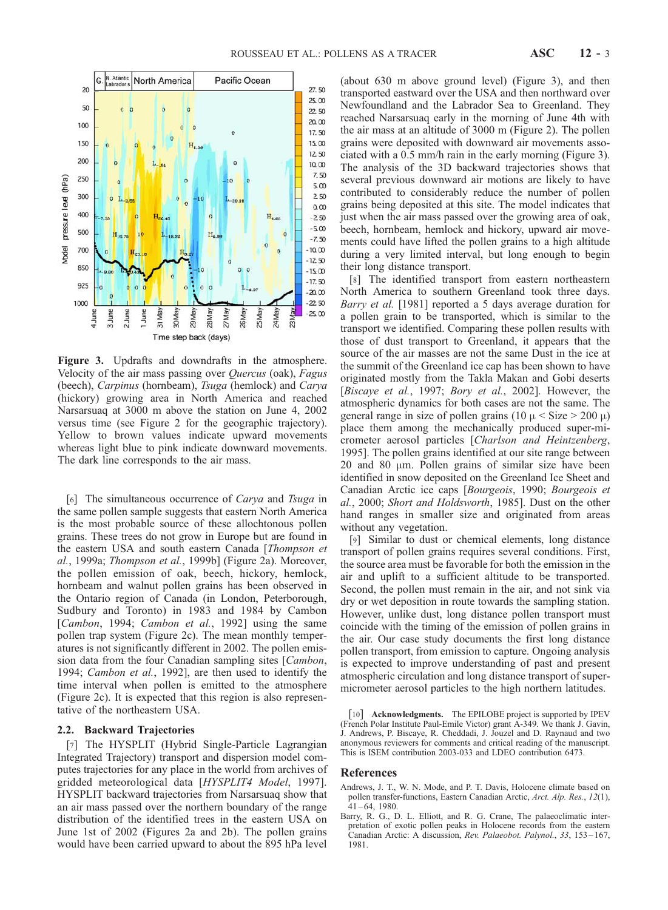**Figure 3.** Updrafts and downdrafts in the atmosphere. Velocity of the air mass passing over *Quercus* (oak), *Fagus* (beech), *Carpinus* (hornbeam), *Tsuga* (hemlock) and *Carya* (hickory) growing area in North America and reached Narsarsuaq at 3000 m above the station on June 4, 2002 versus time (see Figure 2 for the geographic trajectory). Yellow to brown values indicate upward movements whereas light blue to pink indicate downward movements. The dark line corresponds to the air mass.

[6] The simultaneous occurrence of *Carya* and *Tsuga* in the same pollen sample suggests that eastern North America is the most probable source of these allochtonous pollen grains. These trees do not grow in Europe but are found in the eastern USA and south eastern Canada [*Thompson et al.*, 1999a; *Thompson et al.*, 1999b] (Figure 2a). Moreover, the pollen emission of oak, beech, hickory, hemlock, hornbeam and walnut pollen grains has been observed in the Ontario region of Canada (in London, Peterborough, Sudbury and Toronto) in 1983 and 1984 by Cambon [*Cambon*, 1994; *Cambon et al.*, 1992] using the same pollen trap system (Figure 2c). The mean monthly temperatures is not significantly different in 2002. The pollen emission data from the four Canadian sampling sites [*Cambon*, 1994; *Cambon et al.*, 1992], are then used to identify the time interval when pollen is emitted to the atmosphere (Figure 2c). It is expected that this region is also representative of the northeastern USA.

### 2.2. Backward Trajectories

[7] The HYSPLIT (Hybrid Single-Particle Lagrangian Integrated Trajectory) transport and dispersion model computes trajectories for any place in the world from archives of gridded meteorological data [*HYSPLIT4 Model*, 1997]. HYSPLIT backward trajectories from Narsarsuaq show that an air mass passed over the northern boundary of the range distribution of the identified trees in the eastern USA on June 1st of 2002 (Figures 2a and 2b). The pollen grains would have been carried upward to about the 895 hPa level (about 630 m above ground level) (Figure 3), and then transported eastward over the USA and then northward over Newfoundland and the Labrador Sea to Greenland. They reached Narsarsuaq early in the morning of June 4th with the air mass at an altitude of 3000 m (Figure 2). The pollen grains were deposited with downward air movements associated with a 0.5 mm/h rain in the early morning (Figure 3). The analysis of the 3D backward trajectories shows that several previous downward air motions are likely to have contributed to considerably reduce the number of pollen grains being deposited at this site. The model indicates that just when the air mass passed over the growing area of oak, beech, hornbeam, hemlock and hickory, upward air movements could have lifted the pollen grains to a high altitude during a very limited interval, but long enough to begin their long distance transport.

[8] The identified transport from eastern northeastern North America to southern Greenland took three days. *Barry et al.* [1981] reported a 5 days average duration for a pollen grain to be transported, which is similar to the transport we identified. Comparing these pollen results with those of dust transport to Greenland, it appears that the source of the air masses are not the same Dust in the ice at the summit of the Greenland ice cap has been shown to have originated mostly from the Takla Makan and Gobi deserts [*Biscaye et al.*, 1997; *Bory et al.*, 2002]. However, the atmospheric dynamics for both cases are not the same. The general range in size of pollen grains (10 μ < Size > 200 μ) place them among the mechanically produced super-micrometer aerosol particles [*Charlson and Heintzenberg*, 1995]. The pollen grains identified at our site range between 20 and 80 μm. Pollen grains of similar size have been identified in snow deposited on the Greenland Ice Sheet and Canadian Arctic ice caps [*Bourgeois*, 1990; *Bourgeois et al.*, 2000; *Short and Holdsworth*, 1985]. Dust on the other hand ranges in smaller size and originated from areas without any vegetation.

[9] Similar to dust or chemical elements, long distance transport of pollen grains requires several conditions. First, the source area must be favorable for both the emission in the air and uplift to a sufficient altitude to be transported. Second, the pollen must remain in the air, and not sink via dry or wet deposition in route towards the sampling station. However, unlike dust, long distance pollen transport must coincide with the timing of the emission of pollen grains in the air. Our case study documents the first long distance pollen transport, from emission to capture. Ongoing analysis is expected to improve understanding of past and present atmospheric circulation and long distance transport of super-micrometer aerosol particles to the high northern latitudes.

[10] **Acknowledgments.** The EPILOBE project is supported by IPEV (French Polar Institute Paul-Emile Victor) grant A-349. We thank J. Gavin, J. Andrews, P. Biscaye, R. Cheddadi, J. Jouzel and D. Raynaud and two anonymous reviewers for comments and critical reading of the manuscript. This is ISEM contribution 2003-033 and LDEO contribution 6473.

## References

Andrews, J. T., W. N. Mode, and P. T. Davis, Holocene climate based on pollen transfer-functions, Eastern Canadian Arctic, *Arct. Alp. Res.*, *12*(1), 41–64, 1980.

Barry, R. G., D. L. Elliott, and R. G. Crane, The palaeoclimatic interpretation of exotic pollen peaks in Holocene records from the eastern Canadian Arctic: A discussion, *Rev. Palaeobot. Palynol.*, *33*, 153–167, 1981.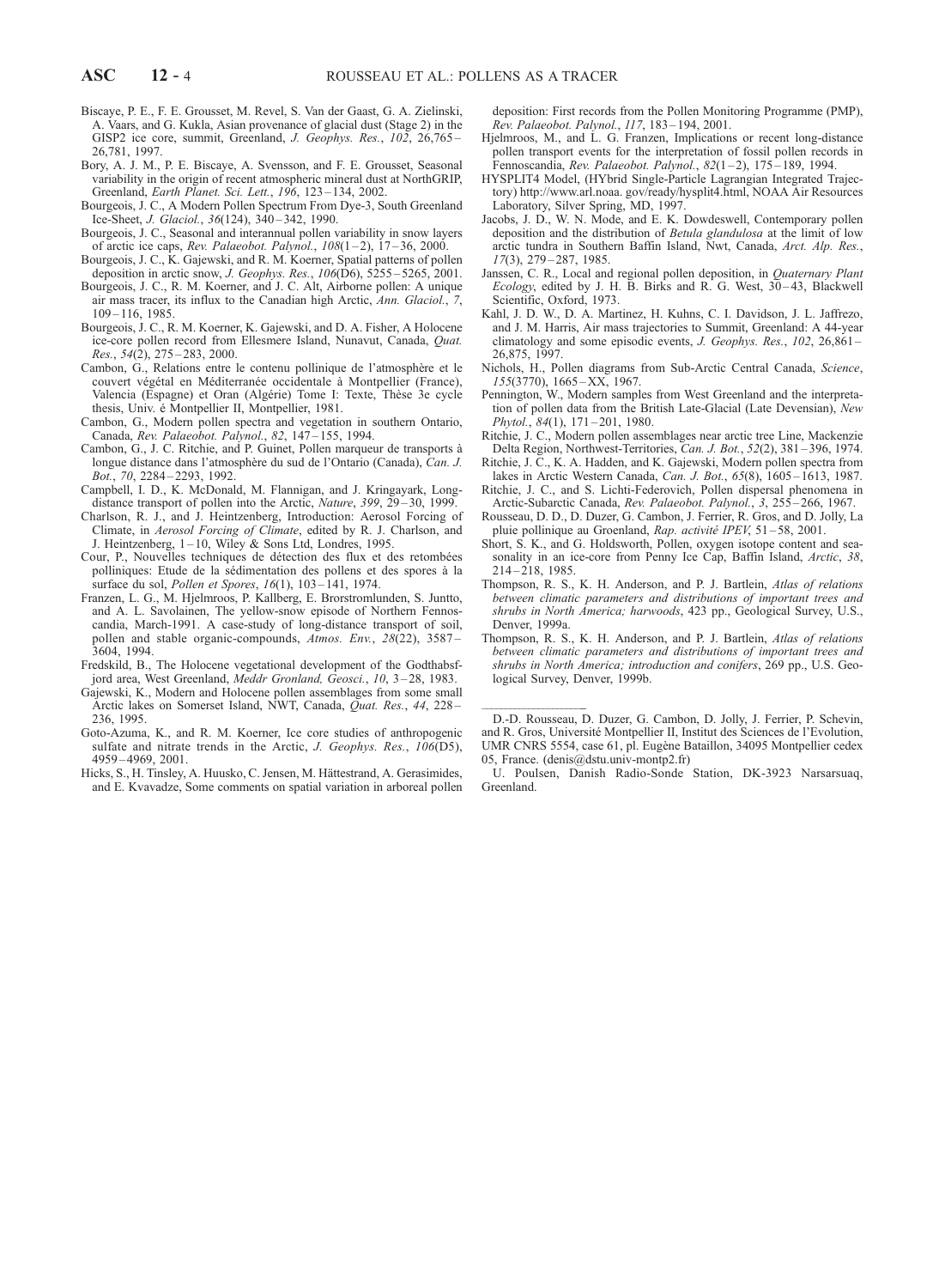Biscaye, P. E., F. E. Grousset, M. Revel, S. Van der Gaast, G. A. Zielinski, A. Vaars, and G. Kukla, Asian provenance of glacial dust (Stage 2) in the GISP2 ice core, summit, Greenland, *J. Geophys. Res.*, *102*, 26,765–26,781, 1997.

Bory, A. J. M., P. E. Biscaye, A. Svensson, and F. E. Grousset, Seasonal variability in the origin of recent atmospheric mineral dust at NorthGRIP, Greenland, *Earth Planet. Sci. Lett.*, *196*, 123–134, 2002.

Bourgeois, J. C., A Modern Pollen Spectrum From Dye-3, South Greenland Ice-Sheet, *J. Glaciol.*, *36*(124), 340–342, 1990.

Bourgeois, J. C., Seasonal and interannual pollen variability in snow layers of arctic ice caps, *Rev. Palaeobot. Palynol.*, *108*(1–2), 17–36, 2000.

Bourgeois, J. C., K. Gajewski, and R. M. Koerner, Spatial patterns of pollen deposition in arctic snow, *J. Geophys. Res.*, *106*(D6), 5255–5265, 2001.

Bourgeois, J. C., R. M. Koerner, and J. C. Alt, Airborne pollen: A unique air mass tracer, its influx to the Canadian high Arctic, *Ann. Glaciol.*, *7*, 109–116, 1985.

Bourgeois, J. C., R. M. Koerner, K. Gajewski, and D. A. Fisher, A Holocene ice-core pollen record from Ellesmere Island, Nunavut, Canada, *Quat. Res.*, *54*(2), 275–283, 2000.

Cambon, G., Relations entre le contenu pollinique de l'atmosphère et le couvert végétal en Méditerranée occidentale à Montpellier (France), Valencia (Espagne) et Oran (Algérie) Tome I: Texte, Thèse 3e cycle thesis, Univ. é Montpellier II, Montpellier, 1981.

Cambon, G., Modern pollen spectra and vegetation in southern Ontario, Canada, *Rev. Palaeobot. Palynol.*, *82*, 147–155, 1994.

Cambon, G., J. C. Ritchie, and P. Guinet, Pollen marqueur de transports à longue distance dans l'atmosphère du sud de l'Ontario (Canada), *Can. J. Bot.*, *70*, 2284–2293, 1992.

Campbell, I. D., K. McDonald, M. Flannigan, and J. Kringayark, Long-distance transport of pollen into the Arctic, *Nature*, *399*, 29–30, 1999.

Charlson, R. J., and J. Heintzenberg, Introduction: Aerosol Forcing of Climate, in *Aerosol Forcing of Climate*, edited by R. J. Charlson, and J. Heintzenberg, 1–10, Wiley & Sons Ltd, Londres, 1995.

Cour, P., Nouvelles techniques de détection des flux et des retombées polliniques: Etude de la sédimentation des pollens et des spores à la surface du sol, *Pollen et Spores*, *16*(1), 103–141, 1974.

Franzen, L. G., M. Hjelmroos, P. Kallberg, E. Brorstromlunden, S. Juntto, and A. L. Savolainen, The yellow-snow episode of Northern Fennoscandia, March-1991. A case-study of long-distance transport of soil, pollen and stable organic-compounds, *Atmos. Env.*, *28*(22), 3587–3604, 1994.

Fredskild, B., The Holocene vegetational development of the Godthabsfjord area, West Greenland, *Meddr Gronland, Geosci.*, *10*, 3–28, 1983.

Gajewski, K., Modern and Holocene pollen assemblages from some small Arctic lakes on Somerset Island, NWT, Canada, *Quat. Res.*, *44*, 228–236, 1995.

Goto-Azuma, K., and R. M. Koerner, Ice core studies of anthropogenic sulfate and nitrate trends in the Arctic, *J. Geophys. Res.*, *106*(D5), 4959–4969, 2001.

Hicks, S., H. Tinsley, A. Huusko, C. Jensen, M. Hättestrand, A. Gerasimides, and E. Kvavadze, Some comments on spatial variation in arboreal pollen deposition: First records from the Pollen Monitoring Programme (PMP), *Rev. Palaeobot. Palynol.*, *117*, 183–194, 2001.

Hjelmroos, M., and L. G. Franzen, Implications or recent long-distance pollen transport events for the interpretation of fossil pollen records in Fennoscandia, *Rev. Palaeobot. Palynol.*, *82*(1–2), 175–189, 1994.

HYSPLIT4 Model, (HYbrid Single-Particle Lagrangian Integrated Trajectory) http://www.arl.noaa. gov/ready/hysplit4.html, NOAA Air Resources Laboratory, Silver Spring, MD, 1997.

Jacobs, J. D., W. N. Mode, and E. K. Dowdeswell, Contemporary pollen deposition and the distribution of *Betula glandulosa* at the limit of low arctic tundra in Southern Baffin Island, Nwt, Canada, *Arct. Alp. Res.*, *17*(3), 279–287, 1985.

Janssen, C. R., Local and regional pollen deposition, in *Quaternary Plant Ecology*, edited by J. H. B. Birks and R. G. West, 30–43, Blackwell Scientific, Oxford, 1973.

Kahl, J. D. W., D. A. Martinez, H. Kuhns, C. I. Davidson, J. L. Jaffrezo, and J. M. Harris, Air mass trajectories to Summit, Greenland: A 44-year climatology and some episodic events, *J. Geophys. Res.*, *102*, 26,861–26,875, 1997.

Nichols, H., Pollen diagrams from Sub-Arctic Central Canada, *Science*, *155*(3770), 1665–XX, 1967.

Pennington, W., Modern samples from West Greenland and the interpretation of pollen data from the British Late-Glacial (Late Devensian), *New Phytol.*, *84*(1), 171–201, 1980.

Ritchie, J. C., Modern pollen assemblages near arctic tree Line, Mackenzie Delta Region, Northwest-Territories, *Can. J. Bot.*, *52*(2), 381–396, 1974.

Ritchie, J. C., K. A. Hadden, and K. Gajewski, Modern pollen spectra from lakes in Arctic Western Canada, *Can. J. Bot.*, *65*(8), 1605–1613, 1987.

Ritchie, J. C., and S. Lichti-Federovich, Pollen dispersal phenomena in Arctic-Subarctic Canada, *Rev. Palaeobot. Palynol.*, *3*, 255–266, 1967.

Rousseau, D. D., D. Duzer, G. Cambon, J. Ferrier, R. Gros, and D. Jolly, La pluie pollinique au Groenland, *Rap. activité IPEV*, 51–58, 2001.

Short, S. K., and G. Holdsworth, Pollen, oxygen isotope content and seasonality in an ice-core from Penny Ice Cap, Baffin Island, *Arctic*, *38*, 214–218, 1985.

Thompson, R. S., K. H. Anderson, and P. J. Bartlein, *Atlas of relations between climatic parameters and distributions of important trees and shrubs in North America; harwoods*, 423 pp., Geological Survey, U.S., Denver, 1999a.

Thompson, R. S., K. H. Anderson, and P. J. Bartlein, *Atlas of relations between climatic parameters and distributions of important trees and shrubs in North America; introduction and conifers*, 269 pp., U.S. Geological Survey, Denver, 1999b.

---

D.-D. Rousseau, D. Duzer, G. Cambon, D. Jolly, J. Ferrier, P. Schevin, and R. Gros, Université Montpellier II, Institut des Sciences de l'Evolution, UMR CNRS 5554, case 61, pl. Eugène Bataillon, 34095 Montpellier cedex 05, France. (denis@dstu.univ-montp2.fr)

U. Poulsen, Danish Radio-Sonde Station, DK-3923 Narsarsuaq, Greenland.